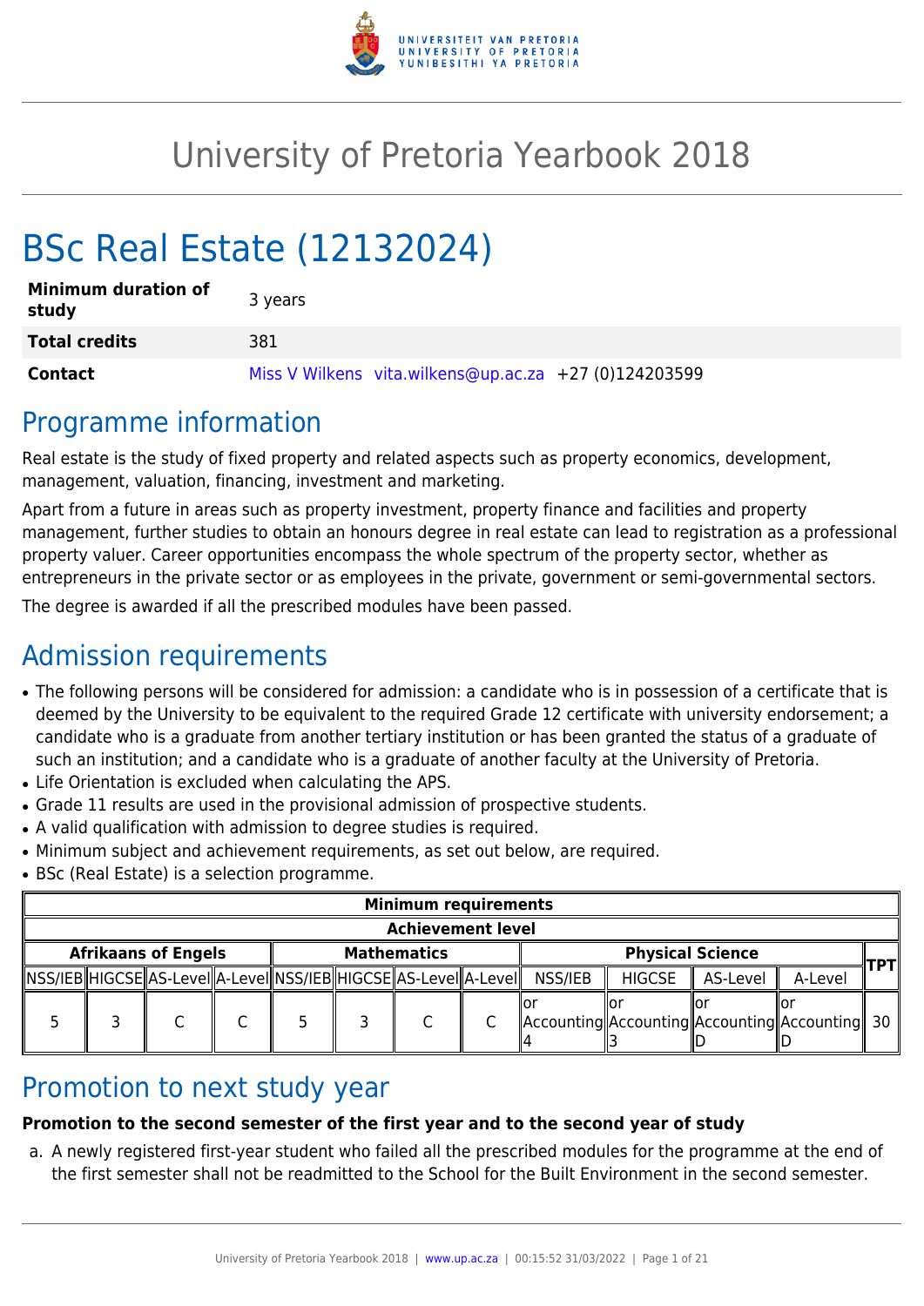# University of Pretoria Yearbook 2018

# BSc Real Estate (12132024)

| | |
|---|---|
| **Minimum duration of study** | 3 years |
| **Total credits** | 381 |
| **Contact** | Miss V Wilkens vita.wilkens@up.ac.za +27 (0)124203599 |

## Programme information

Real estate is the study of fixed property and related aspects such as property economics, development, management, valuation, financing, investment and marketing.

Apart from a future in areas such as property investment, property finance and facilities and property management, further studies to obtain an honours degree in real estate can lead to registration as a professional property valuer. Career opportunities encompass the whole spectrum of the property sector, whether as entrepreneurs in the private sector or as employees in the private, government or semi-governmental sectors.

The degree is awarded if all the prescribed modules have been passed.

## Admission requirements

- The following persons will be considered for admission: a candidate who is in possession of a certificate that is deemed by the University to be equivalent to the required Grade 12 certificate with university endorsement; a candidate who is a graduate from another tertiary institution or has been granted the status of a graduate of such an institution; and a candidate who is a graduate of another faculty at the University of Pretoria.
- Life Orientation is excluded when calculating the APS.
- Grade 11 results are used in the provisional admission of prospective students.
- A valid qualification with admission to degree studies is required.
- Minimum subject and achievement requirements, as set out below, are required.
- BSc (Real Estate) is a selection programme.

| Minimum requirements | | | | | | | | | | | | |
|---|---|---|---|---|---|---|---|---|---|---|---|---|
| Achievement level | | | | | | | | | | | | |
| Afrikaans of Engels | | | | Mathematics | | | | Physical Science | | | | TPT |
| NSS/IEB | HIGCSE | AS-Level | A-Level | NSS/IEB | HIGCSE | AS-Level | A-Level | NSS/IEB | HIGCSE | AS-Level | A-Level | |
| 5 | 3 | C | C | 5 | 3 | C | C | or Accounting 4 | or Accounting 3 | or Accounting D | or Accounting D | 30 |

## Promotion to next study year

**Promotion to the second semester of the first year and to the second year of study**

a. A newly registered first-year student who failed all the prescribed modules for the programme at the end of the first semester shall not be readmitted to the School for the Built Environment in the second semester.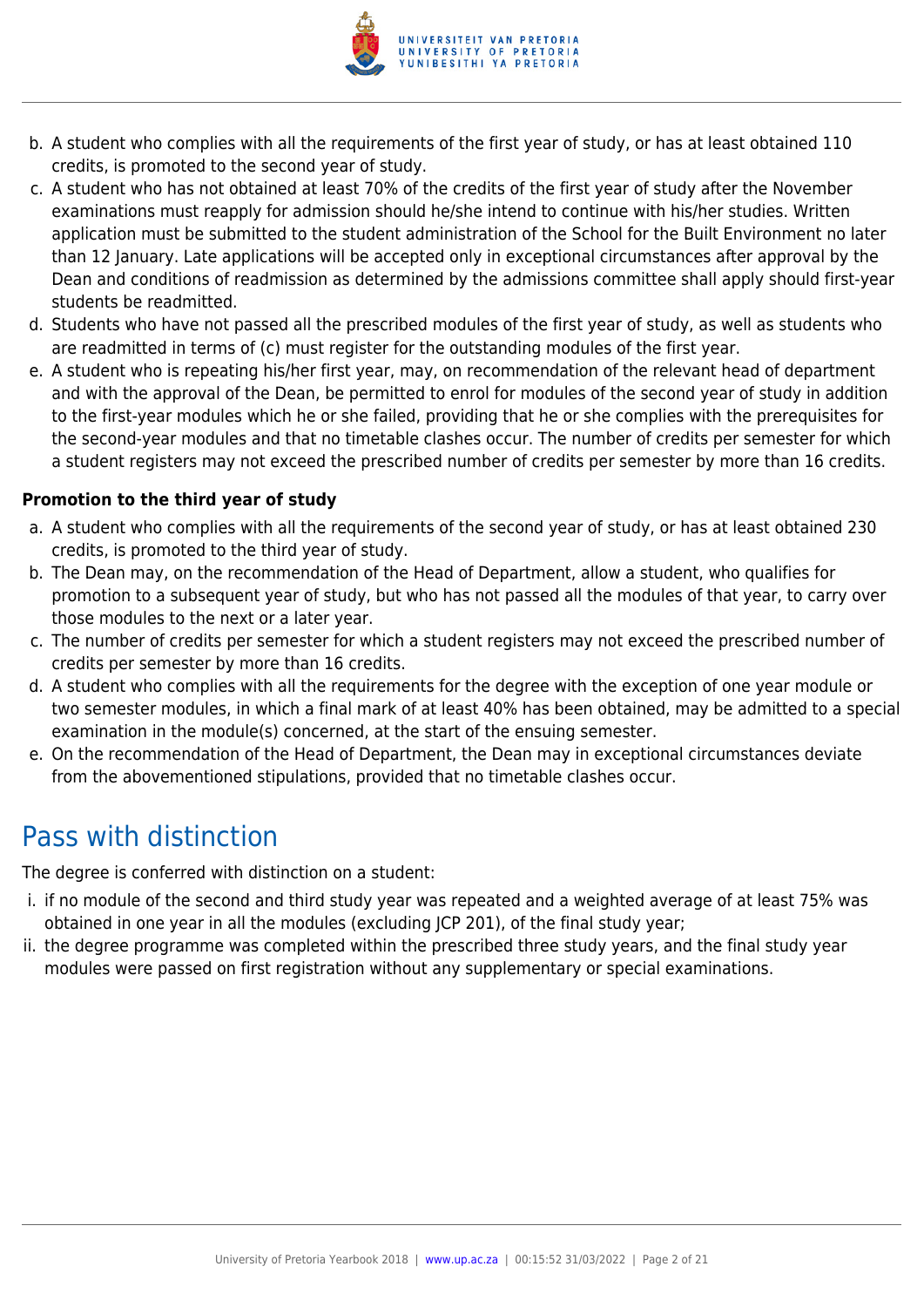b. A student who complies with all the requirements of the first year of study, or has at least obtained 110 credits, is promoted to the second year of study.
c. A student who has not obtained at least 70% of the credits of the first year of study after the November examinations must reapply for admission should he/she intend to continue with his/her studies. Written application must be submitted to the student administration of the School for the Built Environment no later than 12 January. Late applications will be accepted only in exceptional circumstances after approval by the Dean and conditions of readmission as determined by the admissions committee shall apply should first-year students be readmitted.
d. Students who have not passed all the prescribed modules of the first year of study, as well as students who are readmitted in terms of (c) must register for the outstanding modules of the first year.
e. A student who is repeating his/her first year, may, on recommendation of the relevant head of department and with the approval of the Dean, be permitted to enrol for modules of the second year of study in addition to the first-year modules which he or she failed, providing that he or she complies with the prerequisites for the second-year modules and that no timetable clashes occur. The number of credits per semester for which a student registers may not exceed the prescribed number of credits per semester by more than 16 credits.

**Promotion to the third year of study**

a. A student who complies with all the requirements of the second year of study, or has at least obtained 230 credits, is promoted to the third year of study.
b. The Dean may, on the recommendation of the Head of Department, allow a student, who qualifies for promotion to a subsequent year of study, but who has not passed all the modules of that year, to carry over those modules to the next or a later year.
c. The number of credits per semester for which a student registers may not exceed the prescribed number of credits per semester by more than 16 credits.
d. A student who complies with all the requirements for the degree with the exception of one year module or two semester modules, in which a final mark of at least 40% has been obtained, may be admitted to a special examination in the module(s) concerned, at the start of the ensuing semester.
e. On the recommendation of the Head of Department, the Dean may in exceptional circumstances deviate from the abovementioned stipulations, provided that no timetable clashes occur.

## Pass with distinction

The degree is conferred with distinction on a student:

i. if no module of the second and third study year was repeated and a weighted average of at least 75% was obtained in one year in all the modules (excluding JCP 201), of the final study year;
ii. the degree programme was completed within the prescribed three study years, and the final study year modules were passed on first registration without any supplementary or special examinations.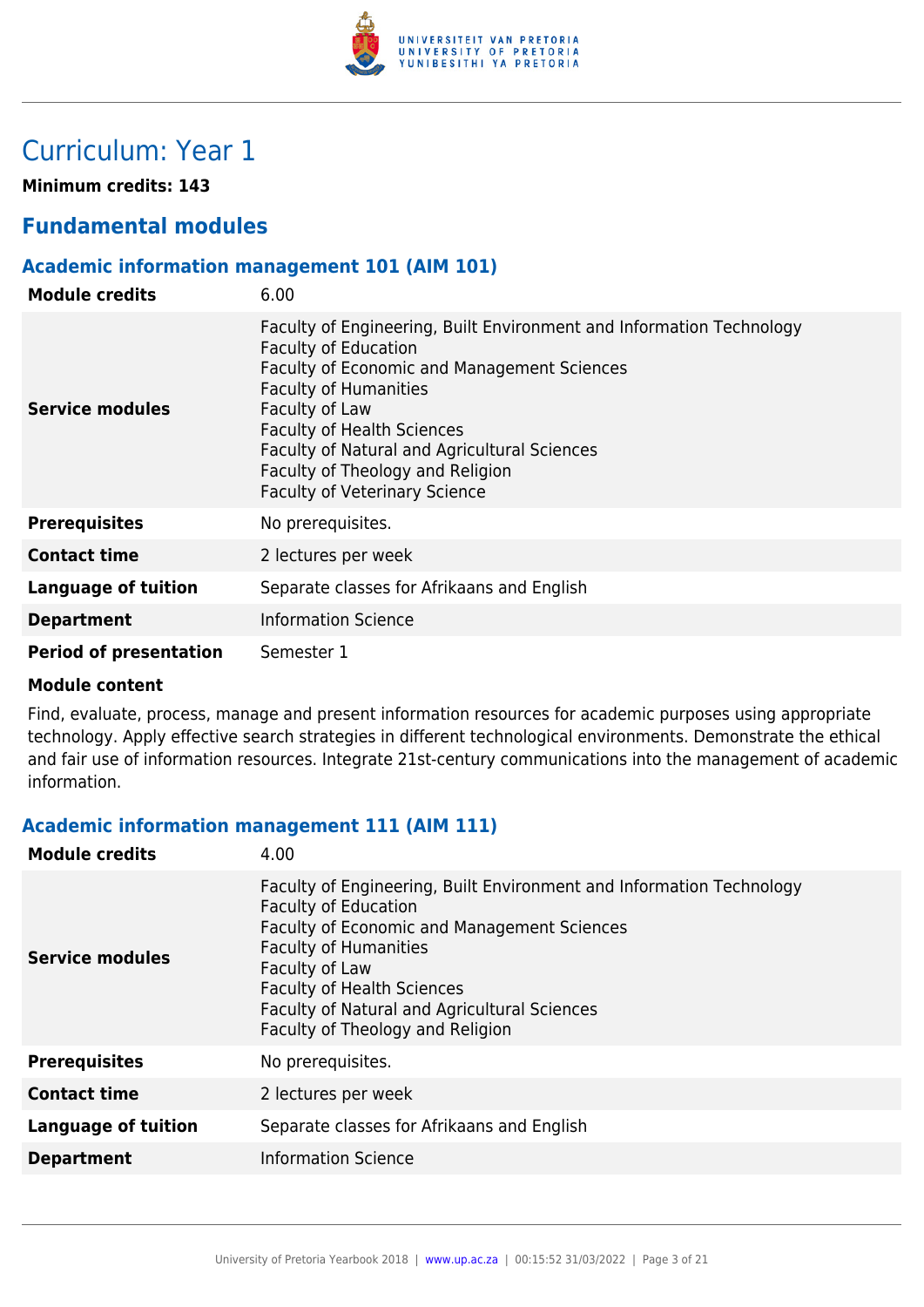# Curriculum: Year 1

**Minimum credits: 143**

## Fundamental modules

### Academic information management 101 (AIM 101)

| | |
|---|---|
| **Module credits** | 6.00 |
| **Service modules** | Faculty of Engineering, Built Environment and Information Technology<br>Faculty of Education<br>Faculty of Economic and Management Sciences<br>Faculty of Humanities<br>Faculty of Law<br>Faculty of Health Sciences<br>Faculty of Natural and Agricultural Sciences<br>Faculty of Theology and Religion<br>Faculty of Veterinary Science |
| **Prerequisites** | No prerequisites. |
| **Contact time** | 2 lectures per week |
| **Language of tuition** | Separate classes for Afrikaans and English |
| **Department** | Information Science |
| **Period of presentation** | Semester 1 |

**Module content**

Find, evaluate, process, manage and present information resources for academic purposes using appropriate technology. Apply effective search strategies in different technological environments. Demonstrate the ethical and fair use of information resources. Integrate 21st-century communications into the management of academic information.

### Academic information management 111 (AIM 111)

| | |
|---|---|
| **Module credits** | 4.00 |
| **Service modules** | Faculty of Engineering, Built Environment and Information Technology<br>Faculty of Education<br>Faculty of Economic and Management Sciences<br>Faculty of Humanities<br>Faculty of Law<br>Faculty of Health Sciences<br>Faculty of Natural and Agricultural Sciences<br>Faculty of Theology and Religion |
| **Prerequisites** | No prerequisites. |
| **Contact time** | 2 lectures per week |
| **Language of tuition** | Separate classes for Afrikaans and English |
| **Department** | Information Science |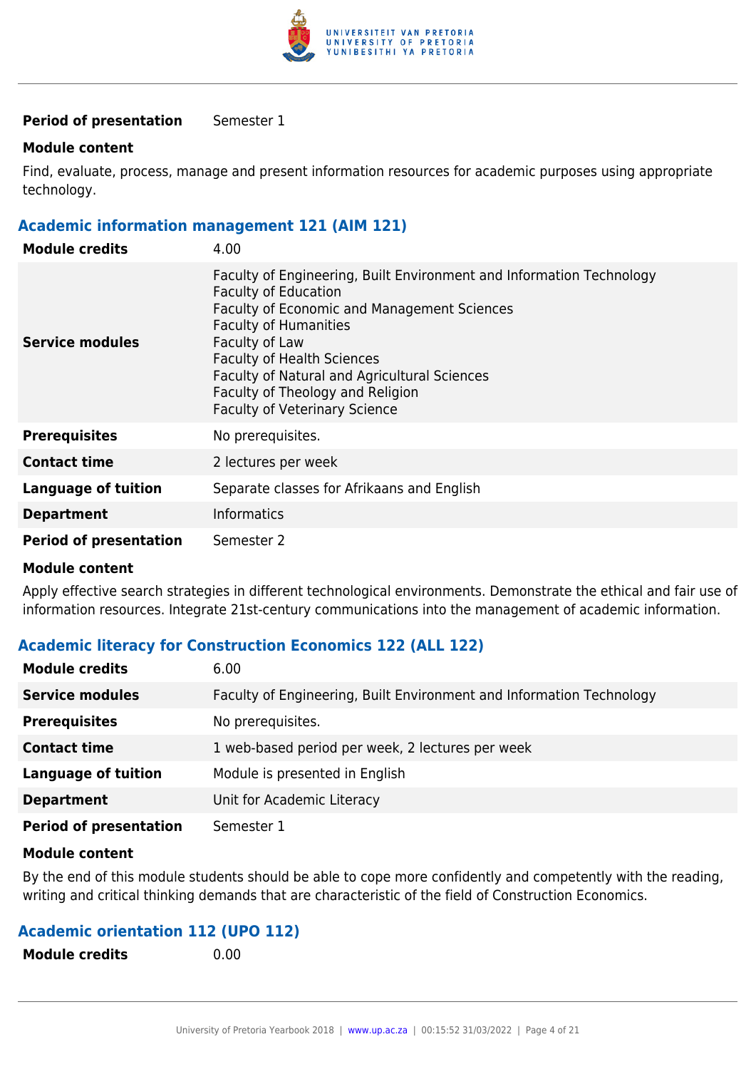| | |
|---|---|
| **Period of presentation** | Semester 1 |

**Module content**

Find, evaluate, process, manage and present information resources for academic purposes using appropriate technology.

### Academic information management 121 (AIM 121)

| | |
|---|---|
| **Module credits** | 4.00 |
| **Service modules** | Faculty of Engineering, Built Environment and Information Technology<br>Faculty of Education<br>Faculty of Economic and Management Sciences<br>Faculty of Humanities<br>Faculty of Law<br>Faculty of Health Sciences<br>Faculty of Natural and Agricultural Sciences<br>Faculty of Theology and Religion<br>Faculty of Veterinary Science |
| **Prerequisites** | No prerequisites. |
| **Contact time** | 2 lectures per week |
| **Language of tuition** | Separate classes for Afrikaans and English |
| **Department** | Informatics |
| **Period of presentation** | Semester 2 |

**Module content**

Apply effective search strategies in different technological environments. Demonstrate the ethical and fair use of information resources. Integrate 21st-century communications into the management of academic information.

### Academic literacy for Construction Economics 122 (ALL 122)

| | |
|---|---|
| **Module credits** | 6.00 |
| **Service modules** | Faculty of Engineering, Built Environment and Information Technology |
| **Prerequisites** | No prerequisites. |
| **Contact time** | 1 web-based period per week, 2 lectures per week |
| **Language of tuition** | Module is presented in English |
| **Department** | Unit for Academic Literacy |
| **Period of presentation** | Semester 1 |

**Module content**

By the end of this module students should be able to cope more confidently and competently with the reading, writing and critical thinking demands that are characteristic of the field of Construction Economics.

### Academic orientation 112 (UPO 112)

| | |
|---|---|
| **Module credits** | 0.00 |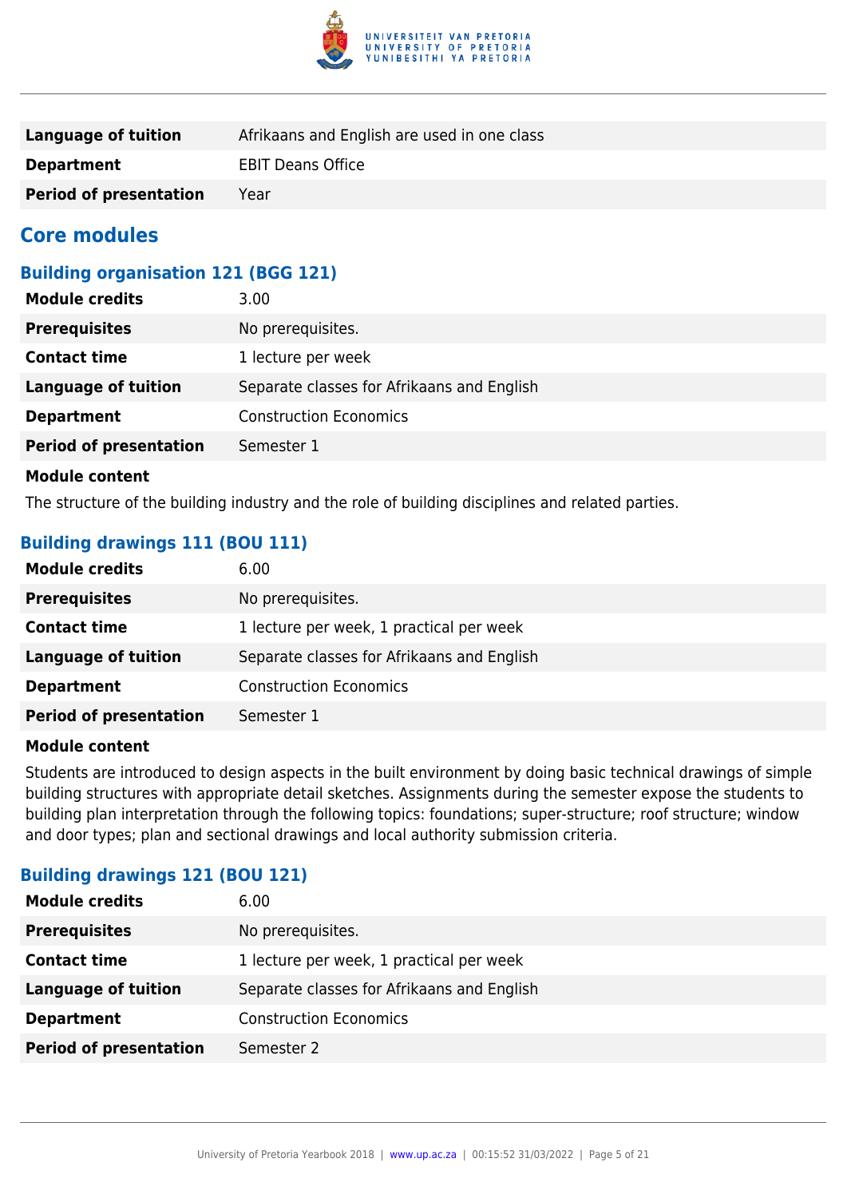| | |
|---|---|
| **Language of tuition** | Afrikaans and English are used in one class |
| **Department** | EBIT Deans Office |
| **Period of presentation** | Year |

## Core modules

### Building organisation 121 (BGG 121)

| | |
|---|---|
| **Module credits** | 3.00 |
| **Prerequisites** | No prerequisites. |
| **Contact time** | 1 lecture per week |
| **Language of tuition** | Separate classes for Afrikaans and English |
| **Department** | Construction Economics |
| **Period of presentation** | Semester 1 |

**Module content**

The structure of the building industry and the role of building disciplines and related parties.

### Building drawings 111 (BOU 111)

| | |
|---|---|
| **Module credits** | 6.00 |
| **Prerequisites** | No prerequisites. |
| **Contact time** | 1 lecture per week, 1 practical per week |
| **Language of tuition** | Separate classes for Afrikaans and English |
| **Department** | Construction Economics |
| **Period of presentation** | Semester 1 |

**Module content**

Students are introduced to design aspects in the built environment by doing basic technical drawings of simple building structures with appropriate detail sketches. Assignments during the semester expose the students to building plan interpretation through the following topics: foundations; super-structure; roof structure; window and door types; plan and sectional drawings and local authority submission criteria.

### Building drawings 121 (BOU 121)

| | |
|---|---|
| **Module credits** | 6.00 |
| **Prerequisites** | No prerequisites. |
| **Contact time** | 1 lecture per week, 1 practical per week |
| **Language of tuition** | Separate classes for Afrikaans and English |
| **Department** | Construction Economics |
| **Period of presentation** | Semester 2 |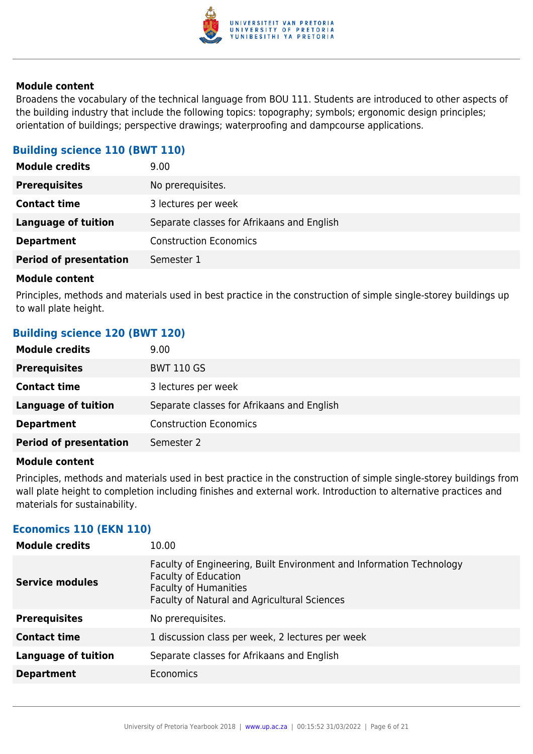**Module content**

Broadens the vocabulary of the technical language from BOU 111. Students are introduced to other aspects of the building industry that include the following topics: topography; symbols; ergonomic design principles; orientation of buildings; perspective drawings; waterproofing and dampcourse applications.

### Building science 110 (BWT 110)

| | |
|---|---|
| **Module credits** | 9.00 |
| **Prerequisites** | No prerequisites. |
| **Contact time** | 3 lectures per week |
| **Language of tuition** | Separate classes for Afrikaans and English |
| **Department** | Construction Economics |
| **Period of presentation** | Semester 1 |

**Module content**

Principles, methods and materials used in best practice in the construction of simple single-storey buildings up to wall plate height.

### Building science 120 (BWT 120)

| | |
|---|---|
| **Module credits** | 9.00 |
| **Prerequisites** | BWT 110 GS |
| **Contact time** | 3 lectures per week |
| **Language of tuition** | Separate classes for Afrikaans and English |
| **Department** | Construction Economics |
| **Period of presentation** | Semester 2 |

**Module content**

Principles, methods and materials used in best practice in the construction of simple single-storey buildings from wall plate height to completion including finishes and external work. Introduction to alternative practices and materials for sustainability.

### Economics 110 (EKN 110)

| | |
|---|---|
| **Module credits** | 10.00 |
| **Service modules** | Faculty of Engineering, Built Environment and Information Technology<br>Faculty of Education<br>Faculty of Humanities<br>Faculty of Natural and Agricultural Sciences |
| **Prerequisites** | No prerequisites. |
| **Contact time** | 1 discussion class per week, 2 lectures per week |
| **Language of tuition** | Separate classes for Afrikaans and English |
| **Department** | Economics |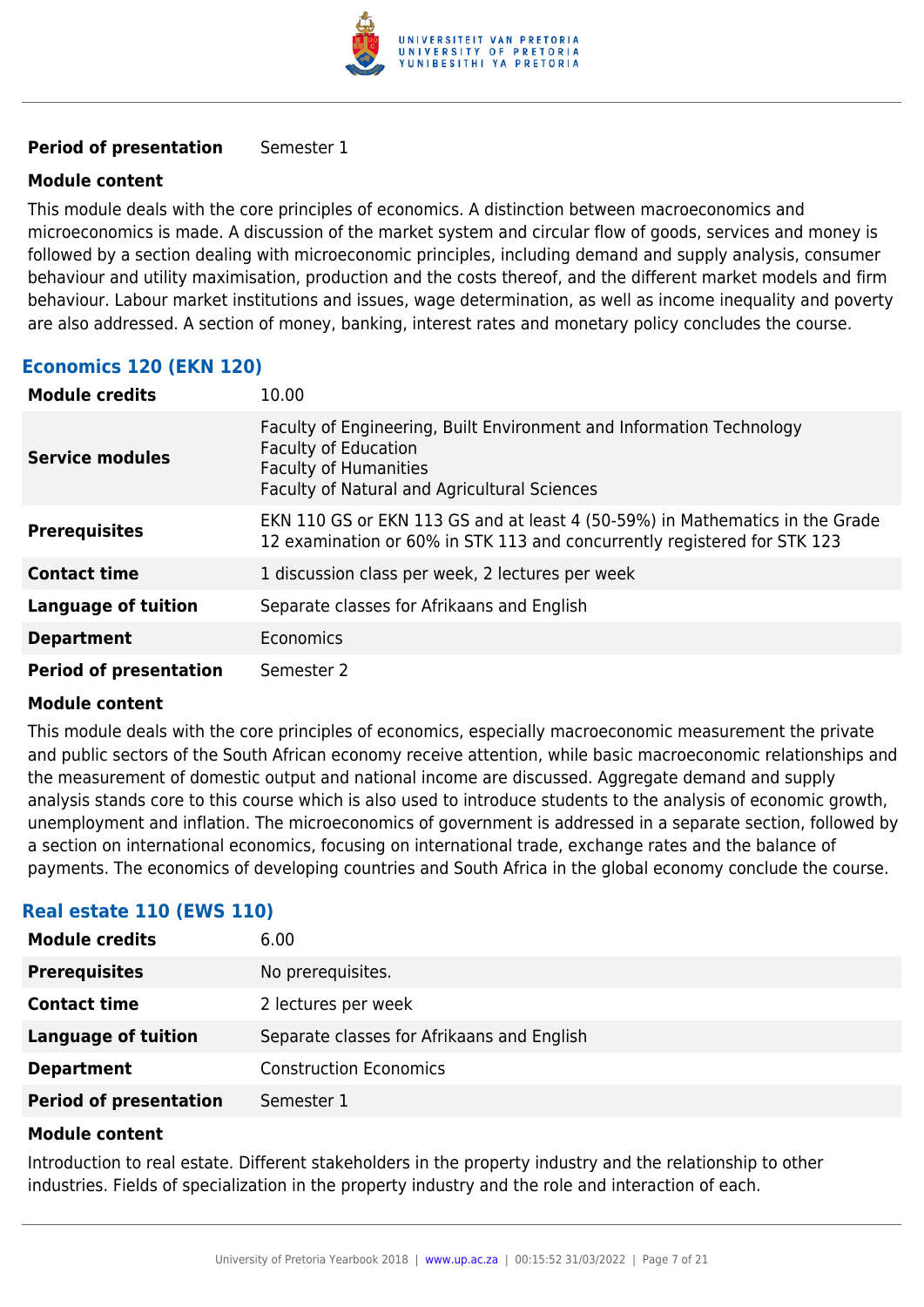| | |
|---|---|
| **Period of presentation** | Semester 1 |

**Module content**

This module deals with the core principles of economics. A distinction between macroeconomics and microeconomics is made. A discussion of the market system and circular flow of goods, services and money is followed by a section dealing with microeconomic principles, including demand and supply analysis, consumer behaviour and utility maximisation, production and the costs thereof, and the different market models and firm behaviour. Labour market institutions and issues, wage determination, as well as income inequality and poverty are also addressed. A section of money, banking, interest rates and monetary policy concludes the course.

### Economics 120 (EKN 120)

| | |
|---|---|
| **Module credits** | 10.00 |
| **Service modules** | Faculty of Engineering, Built Environment and Information Technology<br>Faculty of Education<br>Faculty of Humanities<br>Faculty of Natural and Agricultural Sciences |
| **Prerequisites** | EKN 110 GS or EKN 113 GS and at least 4 (50-59%) in Mathematics in the Grade 12 examination or 60% in STK 113 and concurrently registered for STK 123 |
| **Contact time** | 1 discussion class per week, 2 lectures per week |
| **Language of tuition** | Separate classes for Afrikaans and English |
| **Department** | Economics |
| **Period of presentation** | Semester 2 |

**Module content**

This module deals with the core principles of economics, especially macroeconomic measurement the private and public sectors of the South African economy receive attention, while basic macroeconomic relationships and the measurement of domestic output and national income are discussed. Aggregate demand and supply analysis stands core to this course which is also used to introduce students to the analysis of economic growth, unemployment and inflation. The microeconomics of government is addressed in a separate section, followed by a section on international economics, focusing on international trade, exchange rates and the balance of payments. The economics of developing countries and South Africa in the global economy conclude the course.

### Real estate 110 (EWS 110)

| | |
|---|---|
| **Module credits** | 6.00 |
| **Prerequisites** | No prerequisites. |
| **Contact time** | 2 lectures per week |
| **Language of tuition** | Separate classes for Afrikaans and English |
| **Department** | Construction Economics |
| **Period of presentation** | Semester 1 |

**Module content**

Introduction to real estate. Different stakeholders in the property industry and the relationship to other industries. Fields of specialization in the property industry and the role and interaction of each.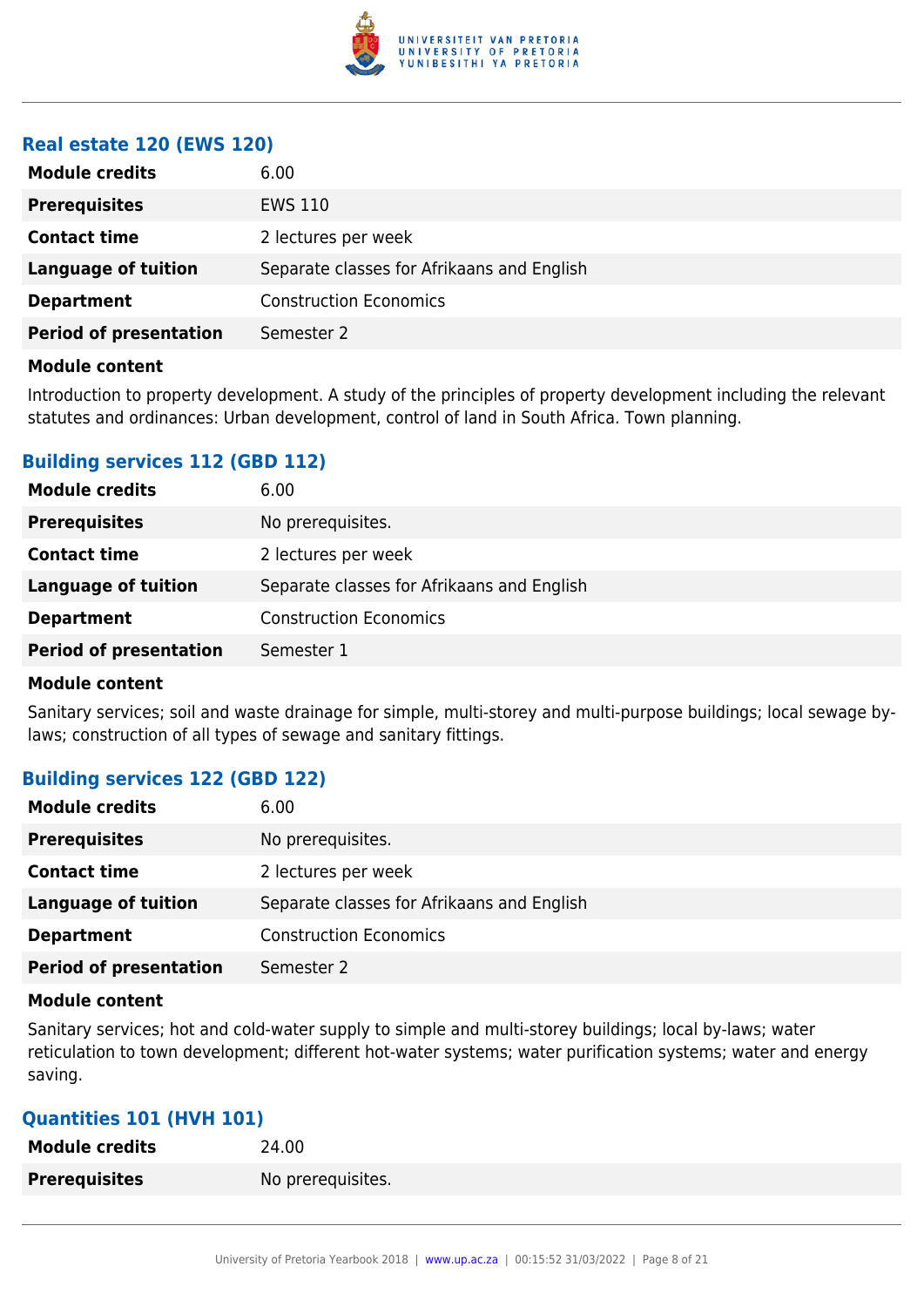### Real estate 120 (EWS 120)

| | |
|---|---|
| **Module credits** | 6.00 |
| **Prerequisites** | EWS 110 |
| **Contact time** | 2 lectures per week |
| **Language of tuition** | Separate classes for Afrikaans and English |
| **Department** | Construction Economics |
| **Period of presentation** | Semester 2 |

**Module content**

Introduction to property development. A study of the principles of property development including the relevant statutes and ordinances: Urban development, control of land in South Africa. Town planning.

### Building services 112 (GBD 112)

| | |
|---|---|
| **Module credits** | 6.00 |
| **Prerequisites** | No prerequisites. |
| **Contact time** | 2 lectures per week |
| **Language of tuition** | Separate classes for Afrikaans and English |
| **Department** | Construction Economics |
| **Period of presentation** | Semester 1 |

**Module content**

Sanitary services; soil and waste drainage for simple, multi-storey and multi-purpose buildings; local sewage by-laws; construction of all types of sewage and sanitary fittings.

### Building services 122 (GBD 122)

| | |
|---|---|
| **Module credits** | 6.00 |
| **Prerequisites** | No prerequisites. |
| **Contact time** | 2 lectures per week |
| **Language of tuition** | Separate classes for Afrikaans and English |
| **Department** | Construction Economics |
| **Period of presentation** | Semester 2 |

**Module content**

Sanitary services; hot and cold-water supply to simple and multi-storey buildings; local by-laws; water reticulation to town development; different hot-water systems; water purification systems; water and energy saving.

### Quantities 101 (HVH 101)

| | |
|---|---|
| **Module credits** | 24.00 |
| **Prerequisites** | No prerequisites. |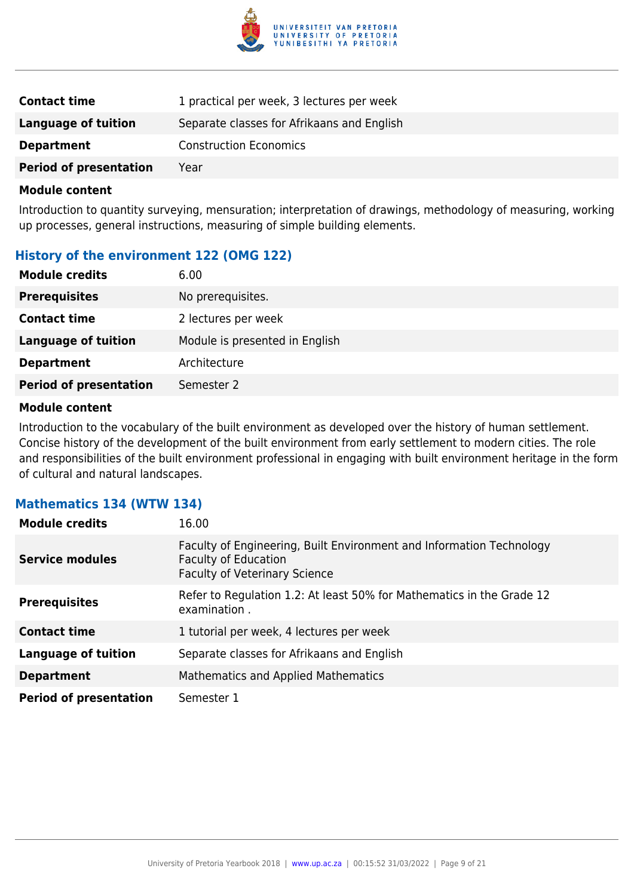| | |
|---|---|
| **Contact time** | 1 practical per week, 3 lectures per week |
| **Language of tuition** | Separate classes for Afrikaans and English |
| **Department** | Construction Economics |
| **Period of presentation** | Year |

**Module content**

Introduction to quantity surveying, mensuration; interpretation of drawings, methodology of measuring, working up processes, general instructions, measuring of simple building elements.

### History of the environment 122 (OMG 122)

| | |
|---|---|
| **Module credits** | 6.00 |
| **Prerequisites** | No prerequisites. |
| **Contact time** | 2 lectures per week |
| **Language of tuition** | Module is presented in English |
| **Department** | Architecture |
| **Period of presentation** | Semester 2 |

**Module content**

Introduction to the vocabulary of the built environment as developed over the history of human settlement. Concise history of the development of the built environment from early settlement to modern cities. The role and responsibilities of the built environment professional in engaging with built environment heritage in the form of cultural and natural landscapes.

### Mathematics 134 (WTW 134)

| | |
|---|---|
| **Module credits** | 16.00 |
| **Service modules** | Faculty of Engineering, Built Environment and Information Technology<br>Faculty of Education<br>Faculty of Veterinary Science |
| **Prerequisites** | Refer to Regulation 1.2: At least 50% for Mathematics in the Grade 12 examination . |
| **Contact time** | 1 tutorial per week, 4 lectures per week |
| **Language of tuition** | Separate classes for Afrikaans and English |
| **Department** | Mathematics and Applied Mathematics |
| **Period of presentation** | Semester 1 |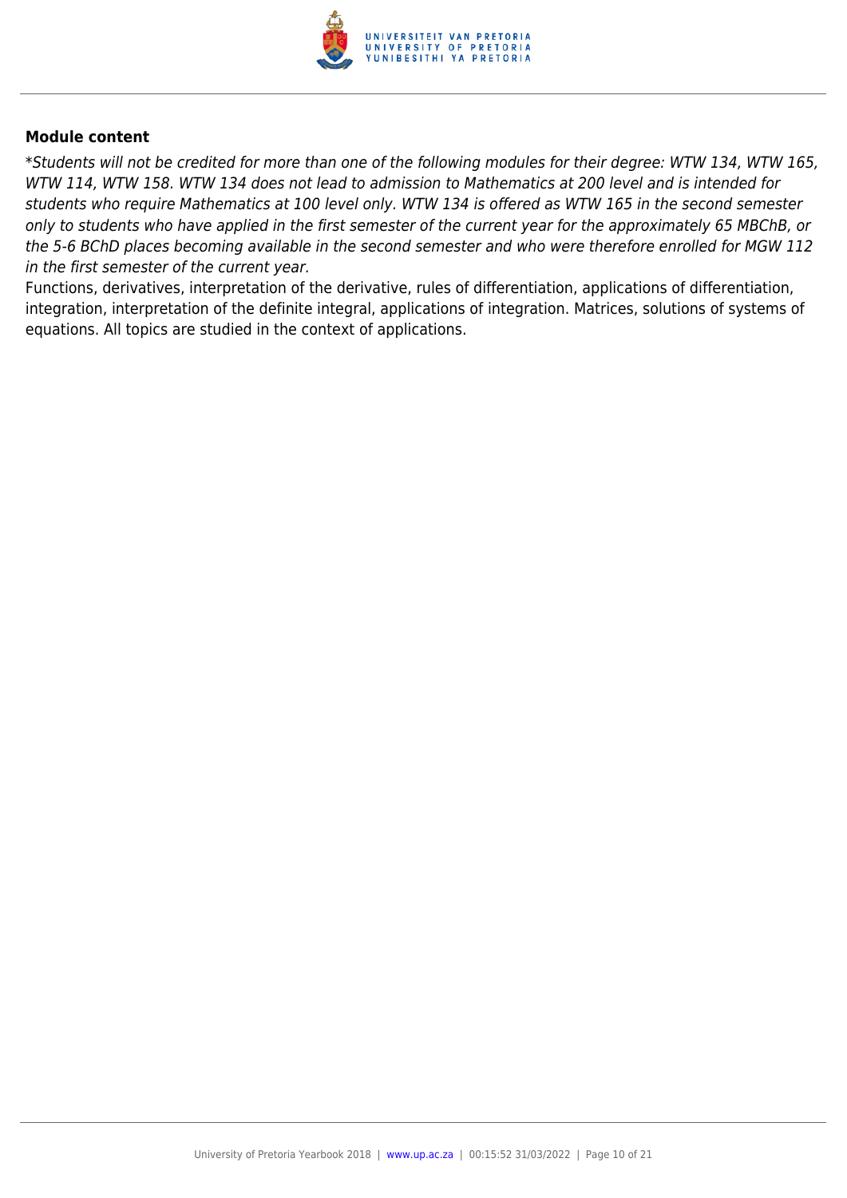### Module content

*\*Students will not be credited for more than one of the following modules for their degree: WTW 134, WTW 165, WTW 114, WTW 158. WTW 134 does not lead to admission to Mathematics at 200 level and is intended for students who require Mathematics at 100 level only. WTW 134 is offered as WTW 165 in the second semester only to students who have applied in the first semester of the current year for the approximately 65 MBChB, or the 5-6 BChD places becoming available in the second semester and who were therefore enrolled for MGW 112 in the first semester of the current year.*

Functions, derivatives, interpretation of the derivative, rules of differentiation, applications of differentiation, integration, interpretation of the definite integral, applications of integration. Matrices, solutions of systems of equations. All topics are studied in the context of applications.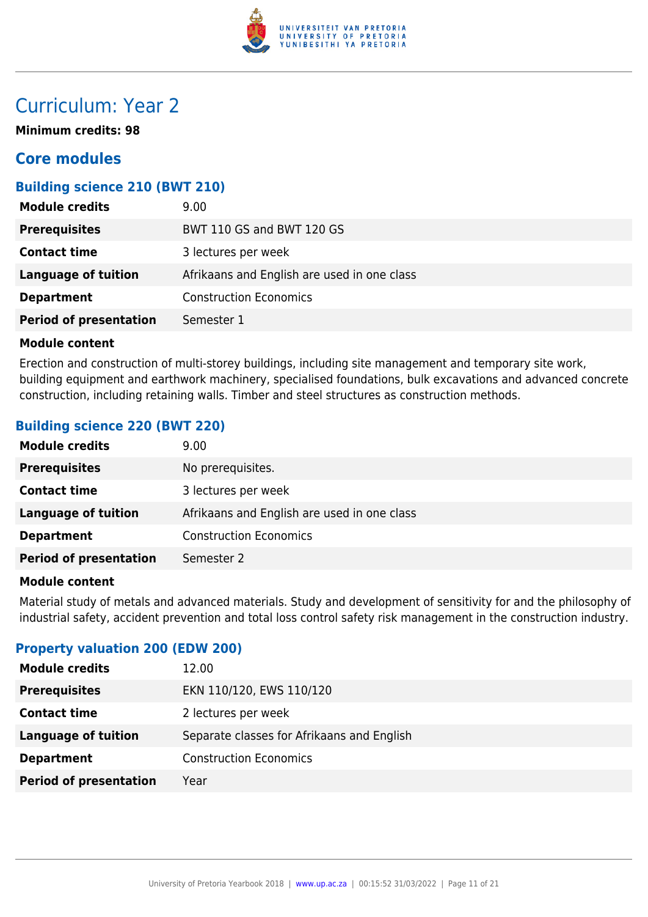# Curriculum: Year 2

**Minimum credits: 98**

## Core modules

### Building science 210 (BWT 210)

| | |
|---|---|
| **Module credits** | 9.00 |
| **Prerequisites** | BWT 110 GS and BWT 120 GS |
| **Contact time** | 3 lectures per week |
| **Language of tuition** | Afrikaans and English are used in one class |
| **Department** | Construction Economics |
| **Period of presentation** | Semester 1 |

**Module content**

Erection and construction of multi-storey buildings, including site management and temporary site work, building equipment and earthwork machinery, specialised foundations, bulk excavations and advanced concrete construction, including retaining walls. Timber and steel structures as construction methods.

### Building science 220 (BWT 220)

| | |
|---|---|
| **Module credits** | 9.00 |
| **Prerequisites** | No prerequisites. |
| **Contact time** | 3 lectures per week |
| **Language of tuition** | Afrikaans and English are used in one class |
| **Department** | Construction Economics |
| **Period of presentation** | Semester 2 |

**Module content**

Material study of metals and advanced materials. Study and development of sensitivity for and the philosophy of industrial safety, accident prevention and total loss control safety risk management in the construction industry.

### Property valuation 200 (EDW 200)

| | |
|---|---|
| **Module credits** | 12.00 |
| **Prerequisites** | EKN 110/120, EWS 110/120 |
| **Contact time** | 2 lectures per week |
| **Language of tuition** | Separate classes for Afrikaans and English |
| **Department** | Construction Economics |
| **Period of presentation** | Year |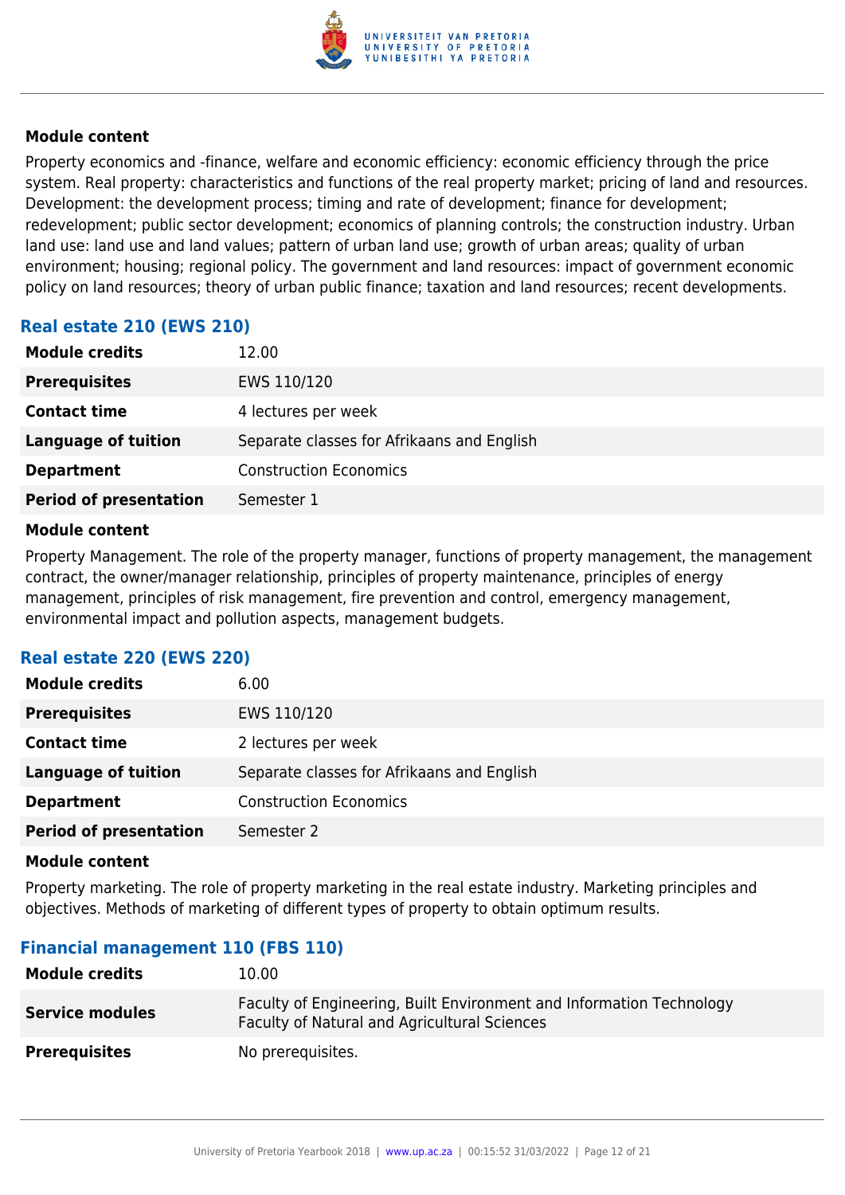**Module content**

Property economics and -finance, welfare and economic efficiency: economic efficiency through the price system. Real property: characteristics and functions of the real property market; pricing of land and resources. Development: the development process; timing and rate of development; finance for development; redevelopment; public sector development; economics of planning controls; the construction industry. Urban land use: land use and land values; pattern of urban land use; growth of urban areas; quality of urban environment; housing; regional policy. The government and land resources: impact of government economic policy on land resources; theory of urban public finance; taxation and land resources; recent developments.

### Real estate 210 (EWS 210)

| | |
|---|---|
| **Module credits** | 12.00 |
| **Prerequisites** | EWS 110/120 |
| **Contact time** | 4 lectures per week |
| **Language of tuition** | Separate classes for Afrikaans and English |
| **Department** | Construction Economics |
| **Period of presentation** | Semester 1 |

**Module content**

Property Management. The role of the property manager, functions of property management, the management contract, the owner/manager relationship, principles of property maintenance, principles of energy management, principles of risk management, fire prevention and control, emergency management, environmental impact and pollution aspects, management budgets.

### Real estate 220 (EWS 220)

| | |
|---|---|
| **Module credits** | 6.00 |
| **Prerequisites** | EWS 110/120 |
| **Contact time** | 2 lectures per week |
| **Language of tuition** | Separate classes for Afrikaans and English |
| **Department** | Construction Economics |
| **Period of presentation** | Semester 2 |

**Module content**

Property marketing. The role of property marketing in the real estate industry. Marketing principles and objectives. Methods of marketing of different types of property to obtain optimum results.

### Financial management 110 (FBS 110)

| | |
|---|---|
| **Module credits** | 10.00 |
| **Service modules** | Faculty of Engineering, Built Environment and Information Technology<br>Faculty of Natural and Agricultural Sciences |
| **Prerequisites** | No prerequisites. |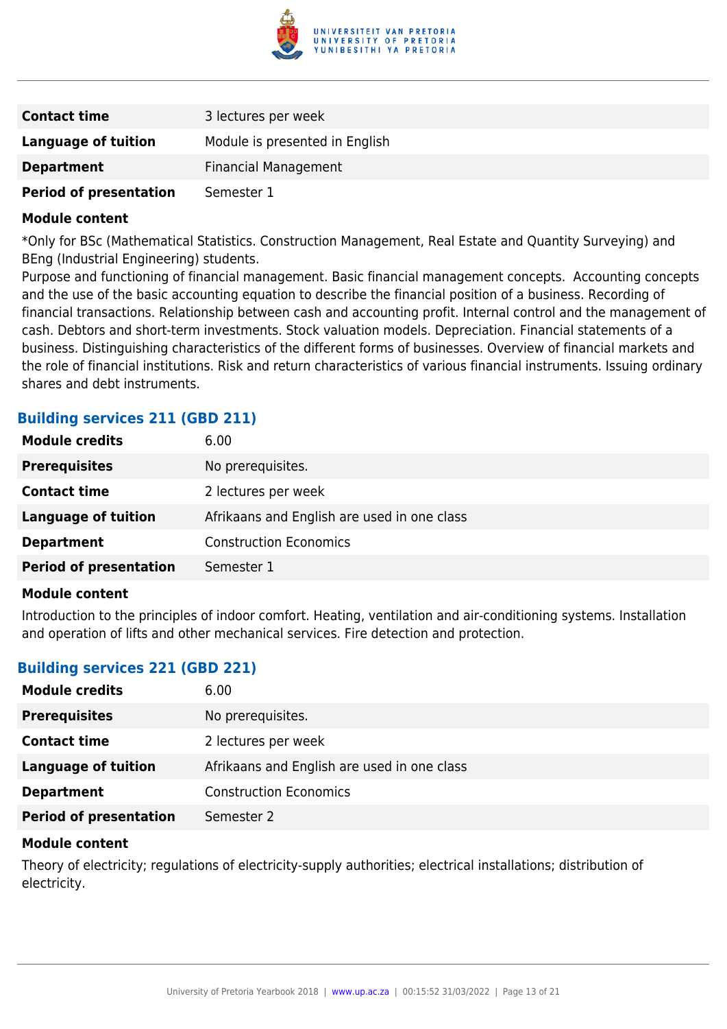| | |
|---|---|
| **Contact time** | 3 lectures per week |
| **Language of tuition** | Module is presented in English |
| **Department** | Financial Management |
| **Period of presentation** | Semester 1 |

**Module content**

*Only for BSc (Mathematical Statistics. Construction Management, Real Estate and Quantity Surveying) and BEng (Industrial Engineering) students.

Purpose and functioning of financial management. Basic financial management concepts. Accounting concepts and the use of the basic accounting equation to describe the financial position of a business. Recording of financial transactions. Relationship between cash and accounting profit. Internal control and the management of cash. Debtors and short-term investments. Stock valuation models. Depreciation. Financial statements of a business. Distinguishing characteristics of the different forms of businesses. Overview of financial markets and the role of financial institutions. Risk and return characteristics of various financial instruments. Issuing ordinary shares and debt instruments.

### Building services 211 (GBD 211)

| | |
|---|---|
| **Module credits** | 6.00 |
| **Prerequisites** | No prerequisites. |
| **Contact time** | 2 lectures per week |
| **Language of tuition** | Afrikaans and English are used in one class |
| **Department** | Construction Economics |
| **Period of presentation** | Semester 1 |

**Module content**

Introduction to the principles of indoor comfort. Heating, ventilation and air-conditioning systems. Installation and operation of lifts and other mechanical services. Fire detection and protection.

### Building services 221 (GBD 221)

| | |
|---|---|
| **Module credits** | 6.00 |
| **Prerequisites** | No prerequisites. |
| **Contact time** | 2 lectures per week |
| **Language of tuition** | Afrikaans and English are used in one class |
| **Department** | Construction Economics |
| **Period of presentation** | Semester 2 |

**Module content**

Theory of electricity; regulations of electricity-supply authorities; electrical installations; distribution of electricity.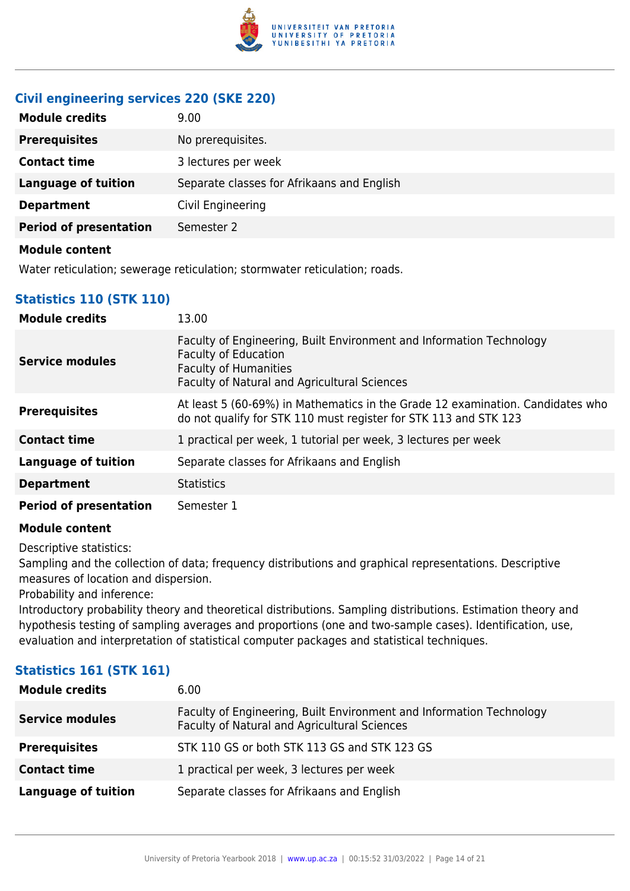### Civil engineering services 220 (SKE 220)

| | |
|---|---|
| **Module credits** | 9.00 |
| **Prerequisites** | No prerequisites. |
| **Contact time** | 3 lectures per week |
| **Language of tuition** | Separate classes for Afrikaans and English |
| **Department** | Civil Engineering |
| **Period of presentation** | Semester 2 |

**Module content**

Water reticulation; sewerage reticulation; stormwater reticulation; roads.

### Statistics 110 (STK 110)

| | |
|---|---|
| **Module credits** | 13.00 |
| **Service modules** | Faculty of Engineering, Built Environment and Information Technology<br>Faculty of Education<br>Faculty of Humanities<br>Faculty of Natural and Agricultural Sciences |
| **Prerequisites** | At least 5 (60-69%) in Mathematics in the Grade 12 examination. Candidates who do not qualify for STK 110 must register for STK 113 and STK 123 |
| **Contact time** | 1 practical per week, 1 tutorial per week, 3 lectures per week |
| **Language of tuition** | Separate classes for Afrikaans and English |
| **Department** | Statistics |
| **Period of presentation** | Semester 1 |

**Module content**

Descriptive statistics:
Sampling and the collection of data; frequency distributions and graphical representations. Descriptive measures of location and dispersion.
Probability and inference:
Introductory probability theory and theoretical distributions. Sampling distributions. Estimation theory and hypothesis testing of sampling averages and proportions (one and two-sample cases). Identification, use, evaluation and interpretation of statistical computer packages and statistical techniques.

### Statistics 161 (STK 161)

| | |
|---|---|
| **Module credits** | 6.00 |
| **Service modules** | Faculty of Engineering, Built Environment and Information Technology<br>Faculty of Natural and Agricultural Sciences |
| **Prerequisites** | STK 110 GS or both STK 113 GS and STK 123 GS |
| **Contact time** | 1 practical per week, 3 lectures per week |
| **Language of tuition** | Separate classes for Afrikaans and English |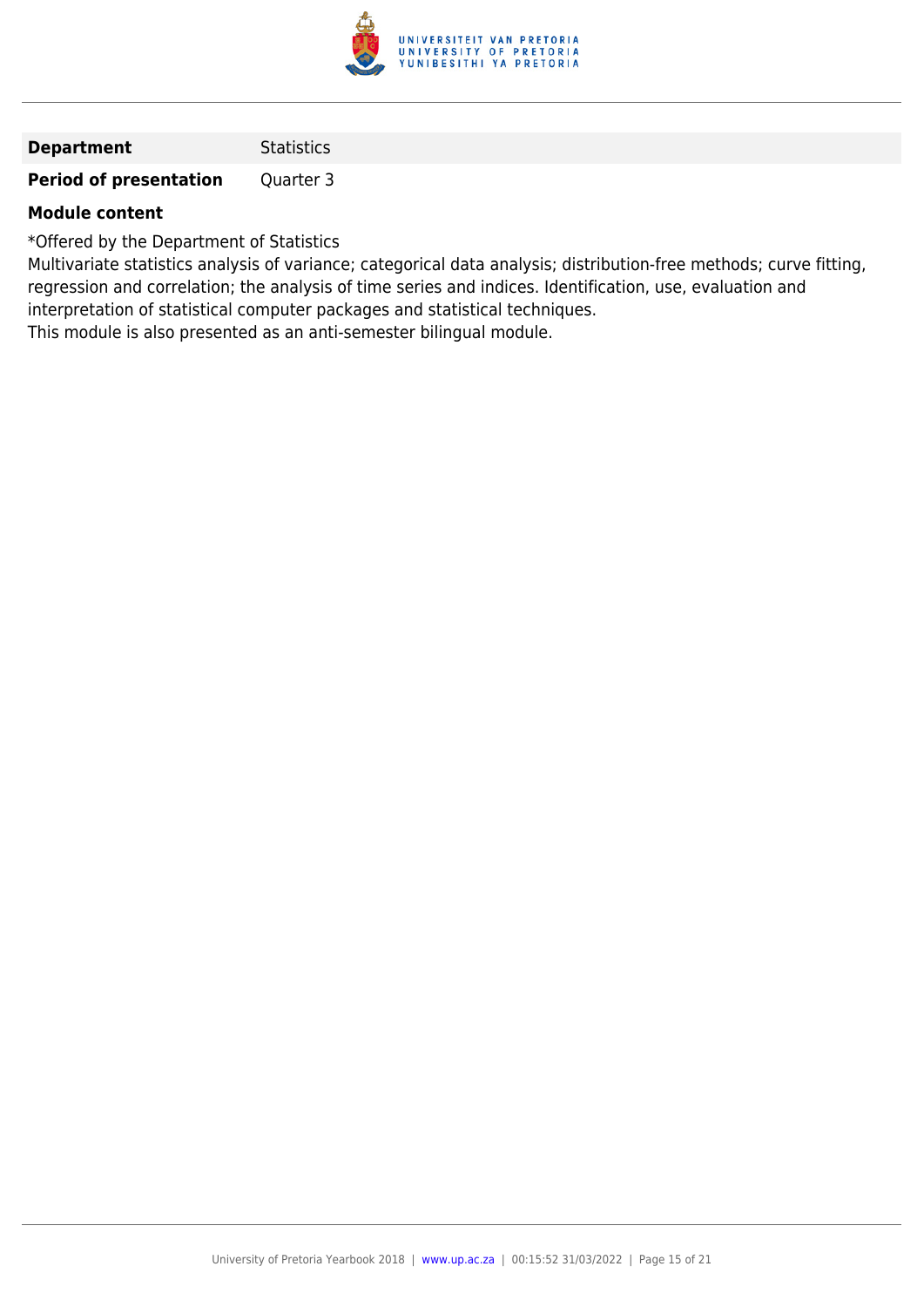| | |
|---|---|
| **Department** | Statistics |
| **Period of presentation** | Quarter 3 |

**Module content**

*Offered by the Department of Statistics
Multivariate statistics analysis of variance; categorical data analysis; distribution-free methods; curve fitting, regression and correlation; the analysis of time series and indices. Identification, use, evaluation and interpretation of statistical computer packages and statistical techniques.
This module is also presented as an anti-semester bilingual module.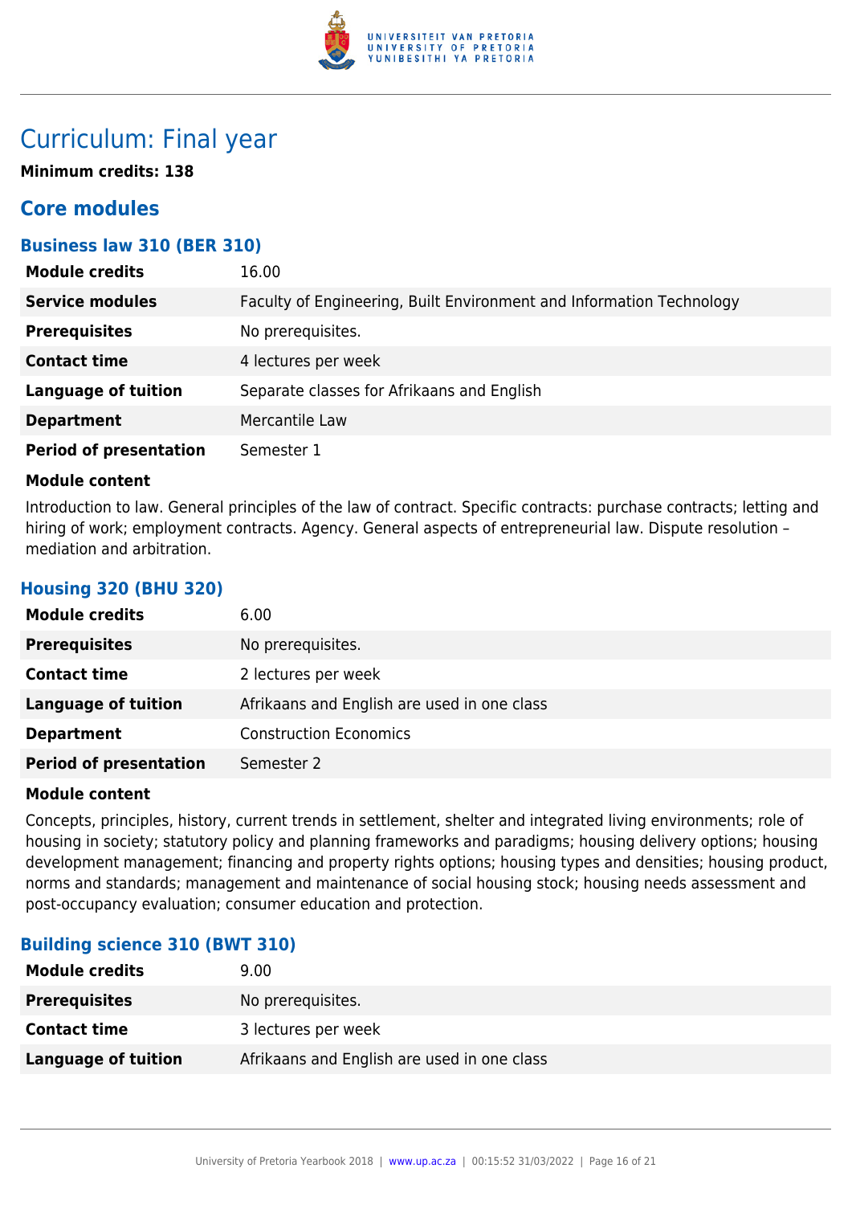# Curriculum: Final year

**Minimum credits: 138**

## Core modules

### Business law 310 (BER 310)

| | |
|---|---|
| **Module credits** | 16.00 |
| **Service modules** | Faculty of Engineering, Built Environment and Information Technology |
| **Prerequisites** | No prerequisites. |
| **Contact time** | 4 lectures per week |
| **Language of tuition** | Separate classes for Afrikaans and English |
| **Department** | Mercantile Law |
| **Period of presentation** | Semester 1 |

**Module content**

Introduction to law. General principles of the law of contract. Specific contracts: purchase contracts; letting and hiring of work; employment contracts. Agency. General aspects of entrepreneurial law. Dispute resolution – mediation and arbitration.

### Housing 320 (BHU 320)

| | |
|---|---|
| **Module credits** | 6.00 |
| **Prerequisites** | No prerequisites. |
| **Contact time** | 2 lectures per week |
| **Language of tuition** | Afrikaans and English are used in one class |
| **Department** | Construction Economics |
| **Period of presentation** | Semester 2 |

**Module content**

Concepts, principles, history, current trends in settlement, shelter and integrated living environments; role of housing in society; statutory policy and planning frameworks and paradigms; housing delivery options; housing development management; financing and property rights options; housing types and densities; housing product, norms and standards; management and maintenance of social housing stock; housing needs assessment and post-occupancy evaluation; consumer education and protection.

### Building science 310 (BWT 310)

| | |
|---|---|
| **Module credits** | 9.00 |
| **Prerequisites** | No prerequisites. |
| **Contact time** | 3 lectures per week |
| **Language of tuition** | Afrikaans and English are used in one class |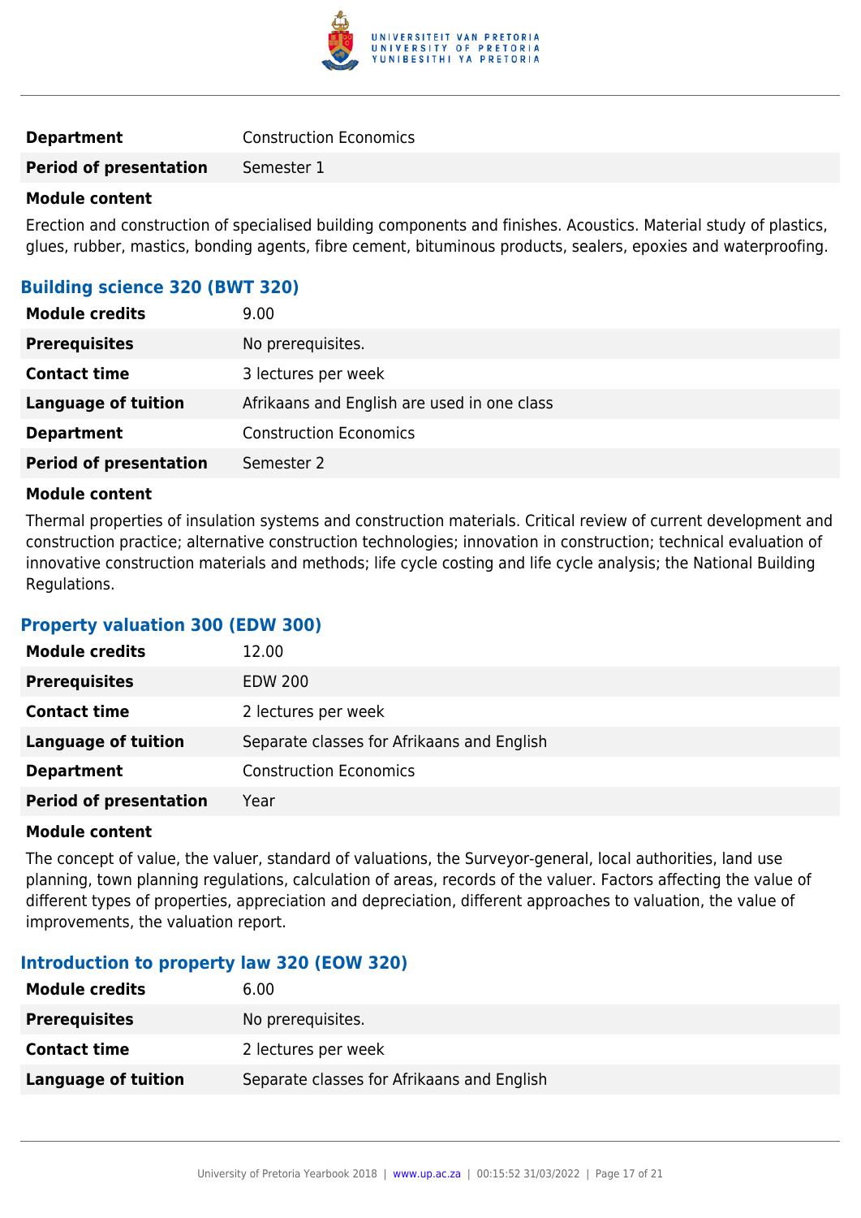| | |
|---|---|
| **Department** | Construction Economics |
| **Period of presentation** | Semester 1 |

**Module content**

Erection and construction of specialised building components and finishes. Acoustics. Material study of plastics, glues, rubber, mastics, bonding agents, fibre cement, bituminous products, sealers, epoxies and waterproofing.

### Building science 320 (BWT 320)

| | |
|---|---|
| **Module credits** | 9.00 |
| **Prerequisites** | No prerequisites. |
| **Contact time** | 3 lectures per week |
| **Language of tuition** | Afrikaans and English are used in one class |
| **Department** | Construction Economics |
| **Period of presentation** | Semester 2 |

**Module content**

Thermal properties of insulation systems and construction materials. Critical review of current development and construction practice; alternative construction technologies; innovation in construction; technical evaluation of innovative construction materials and methods; life cycle costing and life cycle analysis; the National Building Regulations.

### Property valuation 300 (EDW 300)

| | |
|---|---|
| **Module credits** | 12.00 |
| **Prerequisites** | EDW 200 |
| **Contact time** | 2 lectures per week |
| **Language of tuition** | Separate classes for Afrikaans and English |
| **Department** | Construction Economics |
| **Period of presentation** | Year |

**Module content**

The concept of value, the valuer, standard of valuations, the Surveyor-general, local authorities, land use planning, town planning regulations, calculation of areas, records of the valuer. Factors affecting the value of different types of properties, appreciation and depreciation, different approaches to valuation, the value of improvements, the valuation report.

### Introduction to property law 320 (EOW 320)

| | |
|---|---|
| **Module credits** | 6.00 |
| **Prerequisites** | No prerequisites. |
| **Contact time** | 2 lectures per week |
| **Language of tuition** | Separate classes for Afrikaans and English |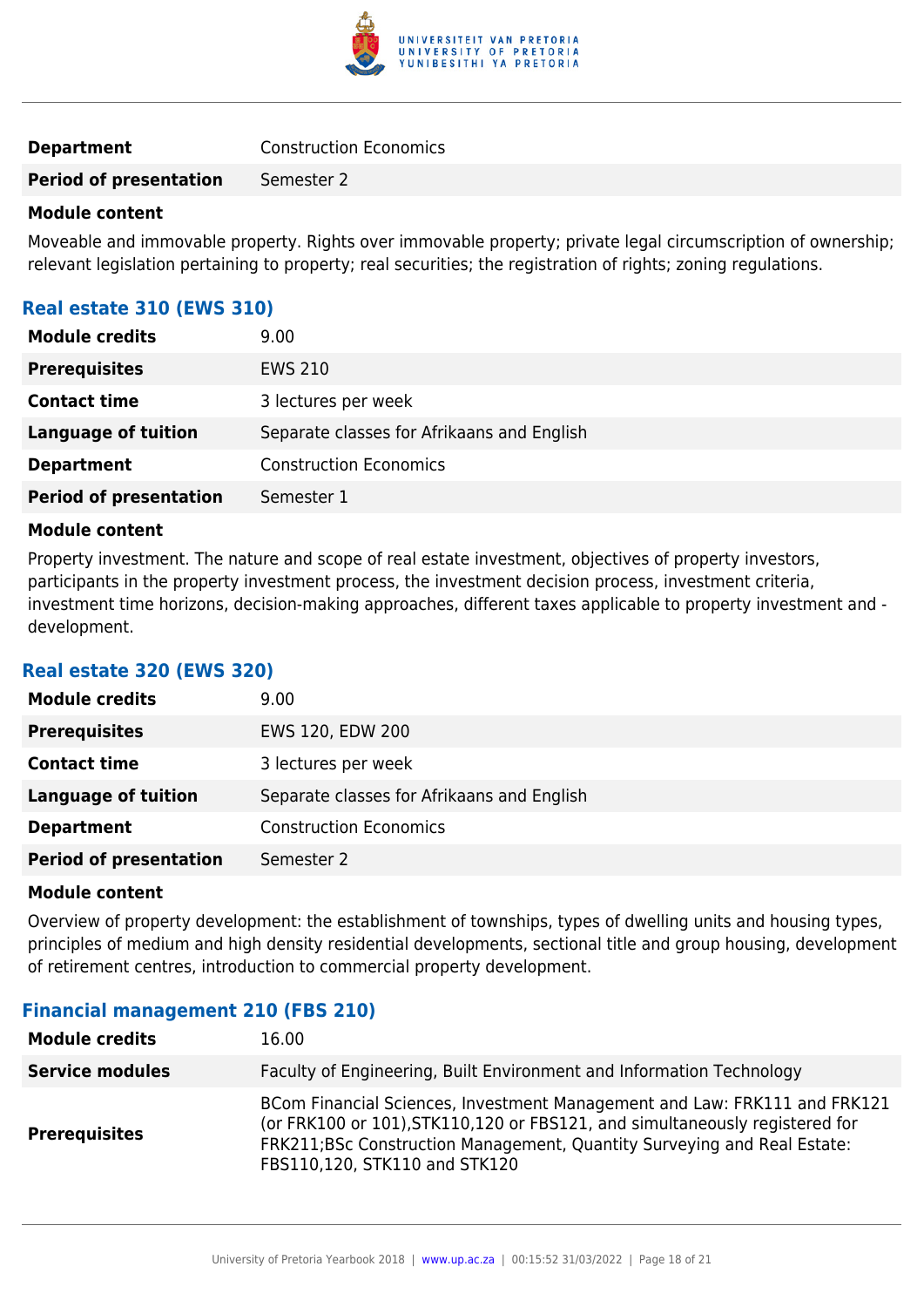| | |
|---|---|
| **Department** | Construction Economics |
| **Period of presentation** | Semester 2 |

**Module content**

Moveable and immovable property. Rights over immovable property; private legal circumscription of ownership; relevant legislation pertaining to property; real securities; the registration of rights; zoning regulations.

### Real estate 310 (EWS 310)

| | |
|---|---|
| **Module credits** | 9.00 |
| **Prerequisites** | EWS 210 |
| **Contact time** | 3 lectures per week |
| **Language of tuition** | Separate classes for Afrikaans and English |
| **Department** | Construction Economics |
| **Period of presentation** | Semester 1 |

**Module content**

Property investment. The nature and scope of real estate investment, objectives of property investors, participants in the property investment process, the investment decision process, investment criteria, investment time horizons, decision-making approaches, different taxes applicable to property investment and - development.

### Real estate 320 (EWS 320)

| | |
|---|---|
| **Module credits** | 9.00 |
| **Prerequisites** | EWS 120, EDW 200 |
| **Contact time** | 3 lectures per week |
| **Language of tuition** | Separate classes for Afrikaans and English |
| **Department** | Construction Economics |
| **Period of presentation** | Semester 2 |

**Module content**

Overview of property development: the establishment of townships, types of dwelling units and housing types, principles of medium and high density residential developments, sectional title and group housing, development of retirement centres, introduction to commercial property development.

### Financial management 210 (FBS 210)

| | |
|---|---|
| **Module credits** | 16.00 |
| **Service modules** | Faculty of Engineering, Built Environment and Information Technology |
| **Prerequisites** | BCom Financial Sciences, Investment Management and Law: FRK111 and FRK121 (or FRK100 or 101),STK110,120 or FBS121, and simultaneously registered for FRK211;BSc Construction Management, Quantity Surveying and Real Estate: FBS110,120, STK110 and STK120 |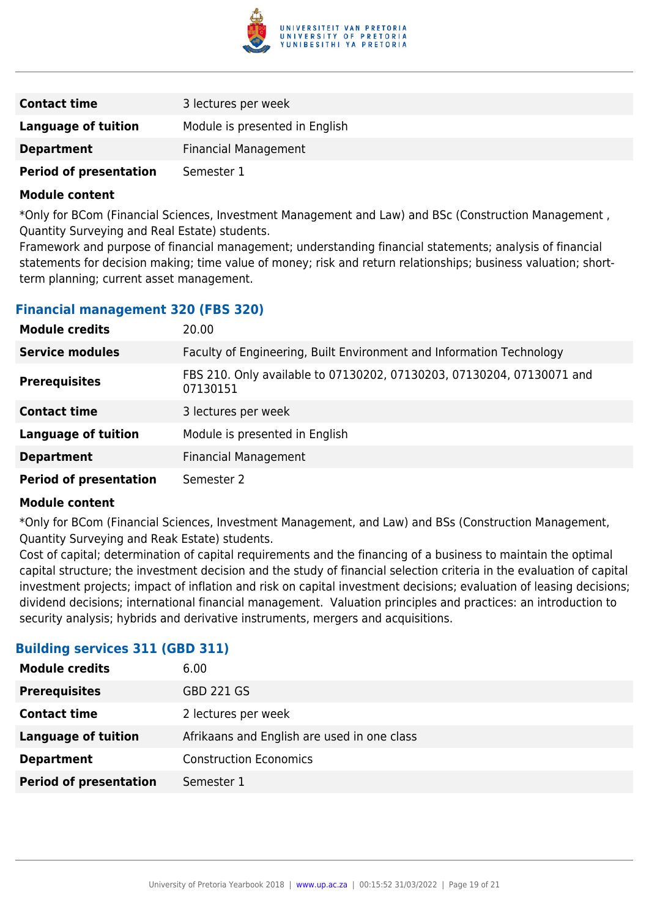| | |
|---|---|
| **Contact time** | 3 lectures per week |
| **Language of tuition** | Module is presented in English |
| **Department** | Financial Management |
| **Period of presentation** | Semester 1 |

**Module content**

*Only for BCom (Financial Sciences, Investment Management and Law) and BSc (Construction Management , Quantity Surveying and Real Estate) students.
Framework and purpose of financial management; understanding financial statements; analysis of financial statements for decision making; time value of money; risk and return relationships; business valuation; short-term planning; current asset management.

### Financial management 320 (FBS 320)

| | |
|---|---|
| **Module credits** | 20.00 |
| **Service modules** | Faculty of Engineering, Built Environment and Information Technology |
| **Prerequisites** | FBS 210. Only available to 07130202, 07130203, 07130204, 07130071 and 07130151 |
| **Contact time** | 3 lectures per week |
| **Language of tuition** | Module is presented in English |
| **Department** | Financial Management |
| **Period of presentation** | Semester 2 |

**Module content**

*Only for BCom (Financial Sciences, Investment Management, and Law) and BSs (Construction Management, Quantity Surveying and Reak Estate) students.
Cost of capital; determination of capital requirements and the financing of a business to maintain the optimal capital structure; the investment decision and the study of financial selection criteria in the evaluation of capital investment projects; impact of inflation and risk on capital investment decisions; evaluation of leasing decisions; dividend decisions; international financial management. Valuation principles and practices: an introduction to security analysis; hybrids and derivative instruments, mergers and acquisitions.

### Building services 311 (GBD 311)

| | |
|---|---|
| **Module credits** | 6.00 |
| **Prerequisites** | GBD 221 GS |
| **Contact time** | 2 lectures per week |
| **Language of tuition** | Afrikaans and English are used in one class |
| **Department** | Construction Economics |
| **Period of presentation** | Semester 1 |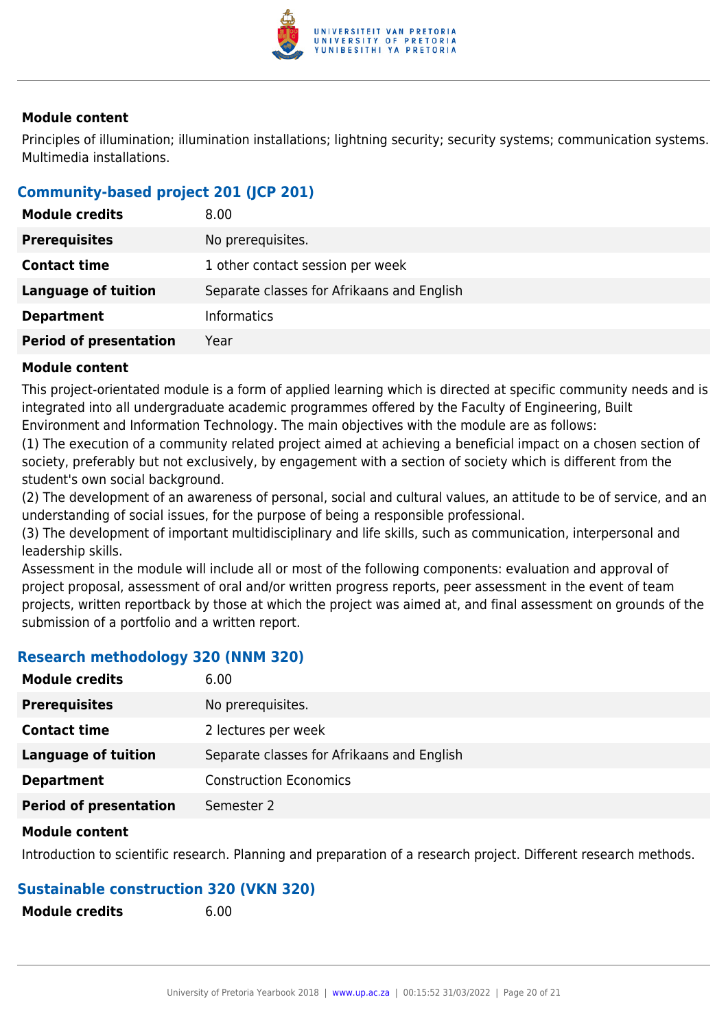**Module content**

Principles of illumination; illumination installations; lightning security; security systems; communication systems. Multimedia installations.

### Community-based project 201 (JCP 201)

| | |
|---|---|
| **Module credits** | 8.00 |
| **Prerequisites** | No prerequisites. |
| **Contact time** | 1 other contact session per week |
| **Language of tuition** | Separate classes for Afrikaans and English |
| **Department** | Informatics |
| **Period of presentation** | Year |

**Module content**

This project-orientated module is a form of applied learning which is directed at specific community needs and is integrated into all undergraduate academic programmes offered by the Faculty of Engineering, Built Environment and Information Technology. The main objectives with the module are as follows:
(1) The execution of a community related project aimed at achieving a beneficial impact on a chosen section of society, preferably but not exclusively, by engagement with a section of society which is different from the student's own social background.
(2) The development of an awareness of personal, social and cultural values, an attitude to be of service, and an understanding of social issues, for the purpose of being a responsible professional.
(3) The development of important multidisciplinary and life skills, such as communication, interpersonal and leadership skills.
Assessment in the module will include all or most of the following components: evaluation and approval of project proposal, assessment of oral and/or written progress reports, peer assessment in the event of team projects, written reportback by those at which the project was aimed at, and final assessment on grounds of the submission of a portfolio and a written report.

### Research methodology 320 (NNM 320)

| | |
|---|---|
| **Module credits** | 6.00 |
| **Prerequisites** | No prerequisites. |
| **Contact time** | 2 lectures per week |
| **Language of tuition** | Separate classes for Afrikaans and English |
| **Department** | Construction Economics |
| **Period of presentation** | Semester 2 |

**Module content**

Introduction to scientific research. Planning and preparation of a research project. Different research methods.

### Sustainable construction 320 (VKN 320)

| | |
|---|---|
| **Module credits** | 6.00 |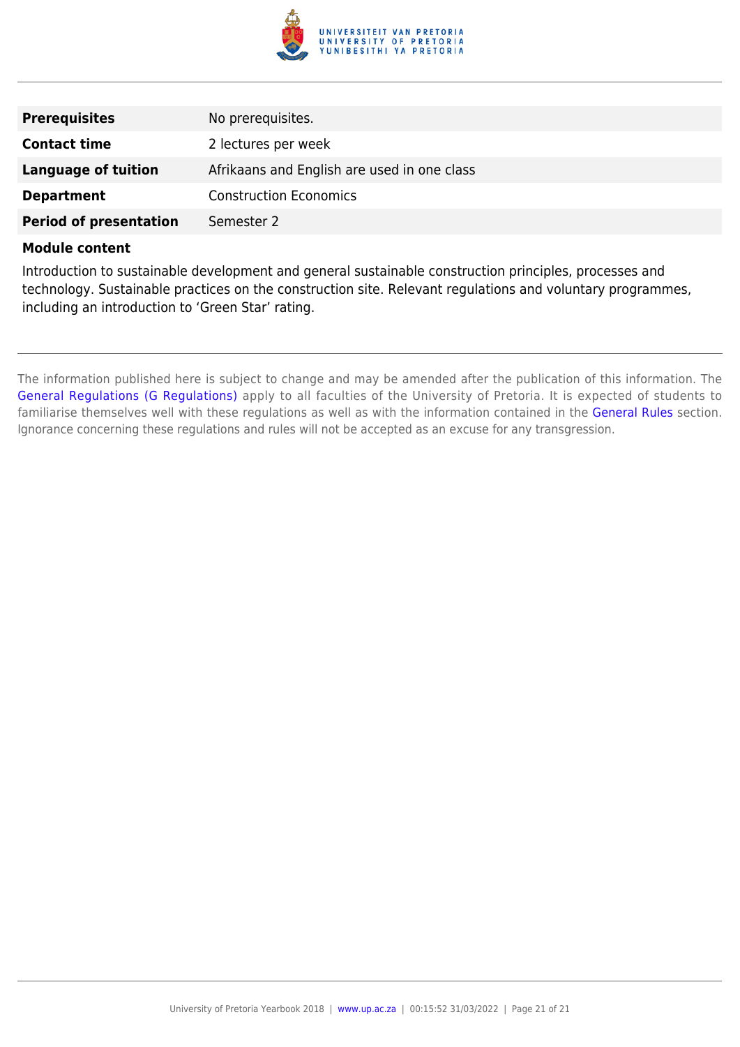| | |
|---|---|
| **Prerequisites** | No prerequisites. |
| **Contact time** | 2 lectures per week |
| **Language of tuition** | Afrikaans and English are used in one class |
| **Department** | Construction Economics |
| **Period of presentation** | Semester 2 |

**Module content**

Introduction to sustainable development and general sustainable construction principles, processes and technology. Sustainable practices on the construction site. Relevant regulations and voluntary programmes, including an introduction to 'Green Star' rating.

The information published here is subject to change and may be amended after the publication of this information. The General Regulations (G Regulations) apply to all faculties of the University of Pretoria. It is expected of students to familiarise themselves well with these regulations as well as with the information contained in the General Rules section. Ignorance concerning these regulations and rules will not be accepted as an excuse for any transgression.